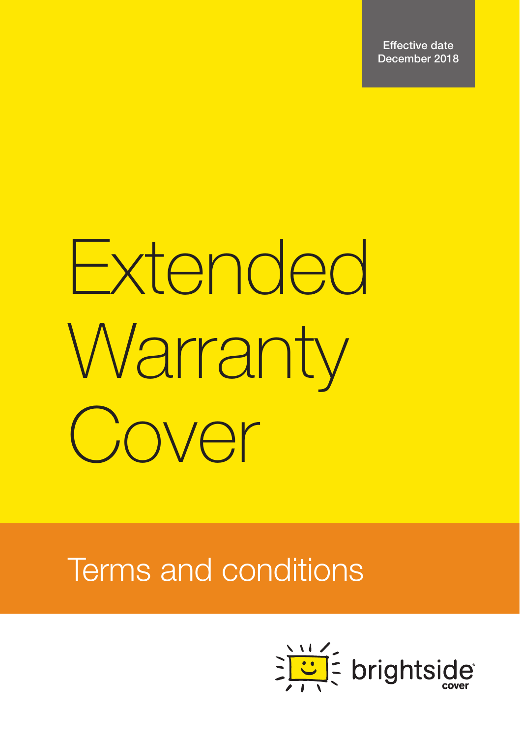Effective date
December 2018

# Extended Warranty Cover

## Terms and conditions

brightside cover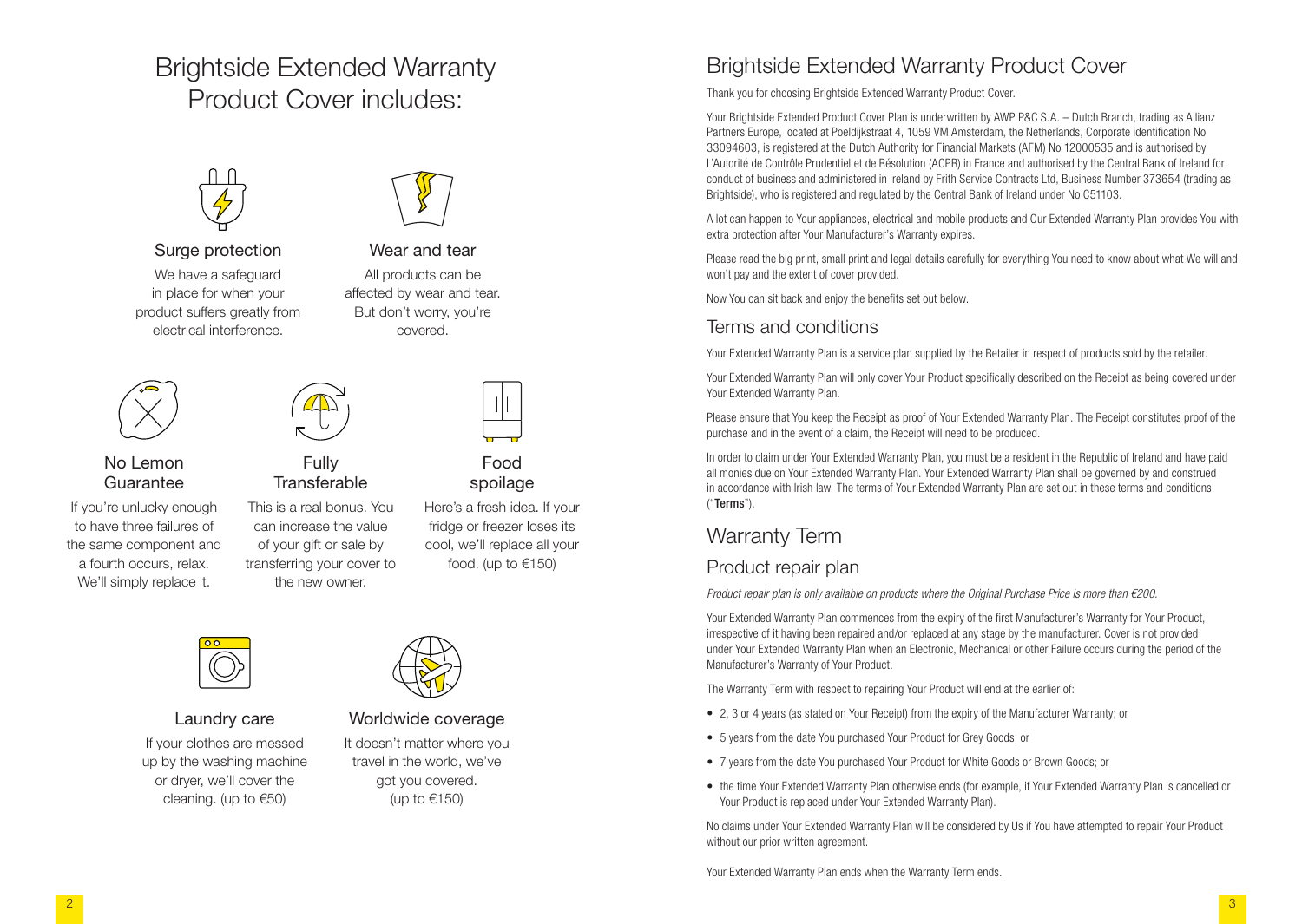# Brightside Extended Warranty Product Cover includes:

### Surge protection

We have a safeguard in place for when your product suffers greatly from electrical interference.

### Wear and tear

All products can be affected by wear and tear. But don't worry, you're covered.

### No Lemon Guarantee

If you're unlucky enough to have three failures of the same component and a fourth occurs, relax. We'll simply replace it.

### Fully Transferable

This is a real bonus. You can increase the value of your gift or sale by transferring your cover to the new owner.

### Food spoilage

Here's a fresh idea. If your fridge or freezer loses its cool, we'll replace all your food. (up to €150)

### Laundry care

If your clothes are messed up by the washing machine or dryer, we'll cover the cleaning. (up to €50)

### Worldwide coverage

It doesn't matter where you travel in the world, we've got you covered. (up to €150)

# Brightside Extended Warranty Product Cover

Thank you for choosing Brightside Extended Warranty Product Cover.

Your Brightside Extended Product Cover Plan is underwritten by AWP P&C S.A. – Dutch Branch, trading as Allianz Partners Europe, located at Poeldijkstraat 4, 1059 VM Amsterdam, the Netherlands, Corporate identification No 33094603, is registered at the Dutch Authority for Financial Markets (AFM) No 12000535 and is authorised by L'Autorité de Contrôle Prudentiel et de Résolution (ACPR) in France and authorised by the Central Bank of Ireland for conduct of business and administered in Ireland by Frith Service Contracts Ltd, Business Number 373654 (trading as Brightside), who is registered and regulated by the Central Bank of Ireland under No C51103.

A lot can happen to Your appliances, electrical and mobile products,and Our Extended Warranty Plan provides You with extra protection after Your Manufacturer's Warranty expires.

Please read the big print, small print and legal details carefully for everything You need to know about what We will and won't pay and the extent of cover provided.

Now You can sit back and enjoy the benefits set out below.

## Terms and conditions

Your Extended Warranty Plan is a service plan supplied by the Retailer in respect of products sold by the retailer.

Your Extended Warranty Plan will only cover Your Product specifically described on the Receipt as being covered under Your Extended Warranty Plan.

Please ensure that You keep the Receipt as proof of Your Extended Warranty Plan. The Receipt constitutes proof of the purchase and in the event of a claim, the Receipt will need to be produced.

In order to claim under Your Extended Warranty Plan, you must be a resident in the Republic of Ireland and have paid all monies due on Your Extended Warranty Plan. Your Extended Warranty Plan shall be governed by and construed in accordance with Irish law. The terms of Your Extended Warranty Plan are set out in these terms and conditions ("**Terms**").

# Warranty Term

## Product repair plan

*Product repair plan is only available on products where the Original Purchase Price is more than €200.*

Your Extended Warranty Plan commences from the expiry of the first Manufacturer's Warranty for Your Product, irrespective of it having been repaired and/or replaced at any stage by the manufacturer. Cover is not provided under Your Extended Warranty Plan when an Electronic, Mechanical or other Failure occurs during the period of the Manufacturer's Warranty of Your Product.

The Warranty Term with respect to repairing Your Product will end at the earlier of:

- 2, 3 or 4 years (as stated on Your Receipt) from the expiry of the Manufacturer Warranty; or
- 5 years from the date You purchased Your Product for Grey Goods; or
- 7 years from the date You purchased Your Product for White Goods or Brown Goods; or
- the time Your Extended Warranty Plan otherwise ends (for example, if Your Extended Warranty Plan is cancelled or Your Product is replaced under Your Extended Warranty Plan).

No claims under Your Extended Warranty Plan will be considered by Us if You have attempted to repair Your Product without our prior written agreement.

Your Extended Warranty Plan ends when the Warranty Term ends.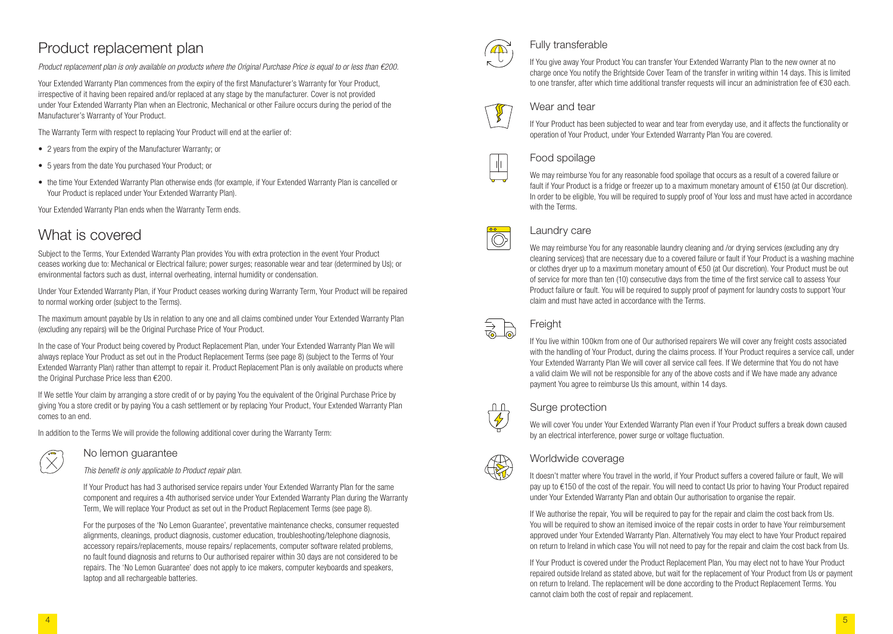# Product replacement plan

*Product replacement plan is only available on products where the Original Purchase Price is equal to or less than €200.*

Your Extended Warranty Plan commences from the expiry of the first Manufacturer's Warranty for Your Product, irrespective of it having been repaired and/or replaced at any stage by the manufacturer. Cover is not provided under Your Extended Warranty Plan when an Electronic, Mechanical or other Failure occurs during the period of the Manufacturer's Warranty of Your Product.

The Warranty Term with respect to replacing Your Product will end at the earlier of:

- 2 years from the expiry of the Manufacturer Warranty; or
- 5 years from the date You purchased Your Product; or
- the time Your Extended Warranty Plan otherwise ends (for example, if Your Extended Warranty Plan is cancelled or Your Product is replaced under Your Extended Warranty Plan).

Your Extended Warranty Plan ends when the Warranty Term ends.

# What is covered

Subject to the Terms, Your Extended Warranty Plan provides You with extra protection in the event Your Product ceases working due to: Mechanical or Electrical failure; power surges; reasonable wear and tear (determined by Us); or environmental factors such as dust, internal overheating, internal humidity or condensation.

Under Your Extended Warranty Plan, if Your Product ceases working during Warranty Term, Your Product will be repaired to normal working order (subject to the Terms).

The maximum amount payable by Us in relation to any one and all claims combined under Your Extended Warranty Plan (excluding any repairs) will be the Original Purchase Price of Your Product.

In the case of Your Product being covered by Product Replacement Plan, under Your Extended Warranty Plan We will always replace Your Product as set out in the Product Replacement Terms (see page 8) (subject to the Terms of Your Extended Warranty Plan) rather than attempt to repair it. Product Replacement Plan is only available on products where the Original Purchase Price less than €200.

If We settle Your claim by arranging a store credit of or by paying You the equivalent of the Original Purchase Price by giving You a store credit or by paying You a cash settlement or by replacing Your Product, Your Extended Warranty Plan comes to an end.

In addition to the Terms We will provide the following additional cover during the Warranty Term:

## No lemon guarantee

*This benefit is only applicable to Product repair plan.*

If Your Product has had 3 authorised service repairs under Your Extended Warranty Plan for the same component and requires a 4th authorised service under Your Extended Warranty Plan during the Warranty Term, We will replace Your Product as set out in the Product Replacement Terms (see page 8).

For the purposes of the 'No Lemon Guarantee', preventative maintenance checks, consumer requested alignments, cleanings, product diagnosis, customer education, troubleshooting/telephone diagnosis, accessory repairs/replacements, mouse repairs/ replacements, computer software related problems, no fault found diagnosis and returns to Our authorised repairer within 30 days are not considered to be repairs. The 'No Lemon Guarantee' does not apply to ice makers, computer keyboards and speakers, laptop and all rechargeable batteries.

## Fully transferable

If You give away Your Product You can transfer Your Extended Warranty Plan to the new owner at no charge once You notify the Brightside Cover Team of the transfer in writing within 14 days. This is limited to one transfer, after which time additional transfer requests will incur an administration fee of €30 each.

## Wear and tear

If Your Product has been subjected to wear and tear from everyday use, and it affects the functionality or operation of Your Product, under Your Extended Warranty Plan You are covered.

## Food spoilage

We may reimburse You for any reasonable food spoilage that occurs as a result of a covered failure or fault if Your Product is a fridge or freezer up to a maximum monetary amount of €150 (at Our discretion). In order to be eligible, You will be required to supply proof of Your loss and must have acted in accordance with the Terms.

## Laundry care

We may reimburse You for any reasonable laundry cleaning and /or drying services (excluding any dry cleaning services) that are necessary due to a covered failure or fault if Your Product is a washing machine or clothes dryer up to a maximum monetary amount of €50 (at Our discretion). Your Product must be out of service for more than ten (10) consecutive days from the time of the first service call to assess Your Product failure or fault. You will be required to supply proof of payment for laundry costs to support Your claim and must have acted in accordance with the Terms.

## Freight

If You live within 100km from one of Our authorised repairers We will cover any freight costs associated with the handling of Your Product, during the claims process. If Your Product requires a service call, under Your Extended Warranty Plan We will cover all service call fees. If We determine that You do not have a valid claim We will not be responsible for any of the above costs and if We have made any advance payment You agree to reimburse Us this amount, within 14 days.

## Surge protection

We will cover You under Your Extended Warranty Plan even if Your Product suffers a break down caused by an electrical interference, power surge or voltage fluctuation.

## Worldwide coverage

It doesn't matter where You travel in the world, if Your Product suffers a covered failure or fault, We will pay up to €150 of the cost of the repair. You will need to contact Us prior to having Your Product repaired under Your Extended Warranty Plan and obtain Our authorisation to organise the repair.

If We authorise the repair, You will be required to pay for the repair and claim the cost back from Us. You will be required to show an itemised invoice of the repair costs in order to have Your reimbursement approved under Your Extended Warranty Plan. Alternatively You may elect to have Your Product repaired on return to Ireland in which case You will not need to pay for the repair and claim the cost back from Us.

If Your Product is covered under the Product Replacement Plan, You may elect not to have Your Product repaired outside Ireland as stated above, but wait for the replacement of Your Product from Us or payment on return to Ireland. The replacement will be done according to the Product Replacement Terms. You cannot claim both the cost of repair and replacement.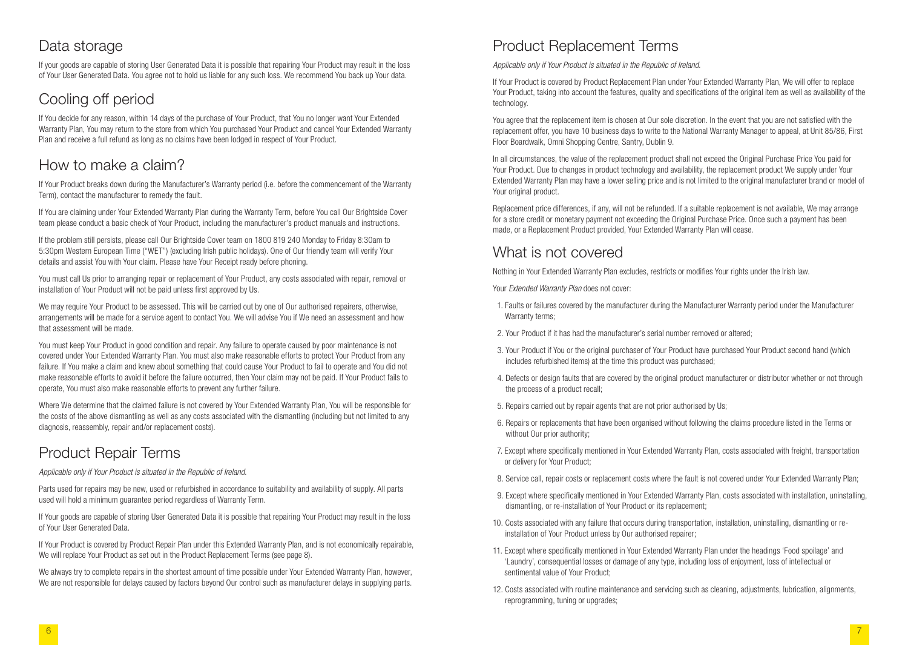## Data storage

If your goods are capable of storing User Generated Data it is possible that repairing Your Product may result in the loss of Your User Generated Data. You agree not to hold us liable for any such loss. We recommend You back up Your data.

## Cooling off period

If You decide for any reason, within 14 days of the purchase of Your Product, that You no longer want Your Extended Warranty Plan, You may return to the store from which You purchased Your Product and cancel Your Extended Warranty Plan and receive a full refund as long as no claims have been lodged in respect of Your Product.

## How to make a claim?

If Your Product breaks down during the Manufacturer's Warranty period (i.e. before the commencement of the Warranty Term), contact the manufacturer to remedy the fault.

If You are claiming under Your Extended Warranty Plan during the Warranty Term, before You call Our Brightside Cover team please conduct a basic check of Your Product, including the manufacturer's product manuals and instructions.

If the problem still persists, please call Our Brightside Cover team on 1800 819 240 Monday to Friday 8:30am to 5:30pm Western European Time ("WET") (excluding Irish public holidays). One of Our friendly team will verify Your details and assist You with Your claim. Please have Your Receipt ready before phoning.

You must call Us prior to arranging repair or replacement of Your Product, any costs associated with repair, removal or installation of Your Product will not be paid unless first approved by Us.

We may require Your Product to be assessed. This will be carried out by one of Our authorised repairers, otherwise, arrangements will be made for a service agent to contact You. We will advise You if We need an assessment and how that assessment will be made.

You must keep Your Product in good condition and repair. Any failure to operate caused by poor maintenance is not covered under Your Extended Warranty Plan. You must also make reasonable efforts to protect Your Product from any failure. If You make a claim and knew about something that could cause Your Product to fail to operate and You did not make reasonable efforts to avoid it before the failure occurred, then Your claim may not be paid. If Your Product fails to operate, You must also make reasonable efforts to prevent any further failure.

Where We determine that the claimed failure is not covered by Your Extended Warranty Plan, You will be responsible for the costs of the above dismantling as well as any costs associated with the dismantling (including but not limited to any diagnosis, reassembly, repair and/or replacement costs).

## Product Repair Terms

*Applicable only if Your Product is situated in the Republic of Ireland.*

Parts used for repairs may be new, used or refurbished in accordance to suitability and availability of supply. All parts used will hold a minimum guarantee period regardless of Warranty Term.

If Your goods are capable of storing User Generated Data it is possible that repairing Your Product may result in the loss of Your User Generated Data.

If Your Product is covered by Product Repair Plan under this Extended Warranty Plan, and is not economically repairable, We will replace Your Product as set out in the Product Replacement Terms (see page 8).

We always try to complete repairs in the shortest amount of time possible under Your Extended Warranty Plan, however, We are not responsible for delays caused by factors beyond Our control such as manufacturer delays in supplying parts.

## Product Replacement Terms

*Applicable only if Your Product is situated in the Republic of Ireland.*

If Your Product is covered by Product Replacement Plan under Your Extended Warranty Plan, We will offer to replace Your Product, taking into account the features, quality and specifications of the original item as well as availability of the technology.

You agree that the replacement item is chosen at Our sole discretion. In the event that you are not satisfied with the replacement offer, you have 10 business days to write to the National Warranty Manager to appeal, at Unit 85/86, First Floor Boardwalk, Omni Shopping Centre, Santry, Dublin 9.

In all circumstances, the value of the replacement product shall not exceed the Original Purchase Price You paid for Your Product. Due to changes in product technology and availability, the replacement product We supply under Your Extended Warranty Plan may have a lower selling price and is not limited to the original manufacturer brand or model of Your original product.

Replacement price differences, if any, will not be refunded. If a suitable replacement is not available, We may arrange for a store credit or monetary payment not exceeding the Original Purchase Price. Once such a payment has been made, or a Replacement Product provided, Your Extended Warranty Plan will cease.

## What is not covered

Nothing in Your Extended Warranty Plan excludes, restricts or modifies Your rights under the Irish law.

Your *Extended Warranty Plan* does not cover:

1. Faults or failures covered by the manufacturer during the Manufacturer Warranty period under the Manufacturer Warranty terms;
2. Your Product if it has had the manufacturer's serial number removed or altered;
3. Your Product if You or the original purchaser of Your Product have purchased Your Product second hand (which includes refurbished items) at the time this product was purchased;
4. Defects or design faults that are covered by the original product manufacturer or distributor whether or not through the process of a product recall;
5. Repairs carried out by repair agents that are not prior authorised by Us;
6. Repairs or replacements that have been organised without following the claims procedure listed in the Terms or without Our prior authority;
7. Except where specifically mentioned in Your Extended Warranty Plan, costs associated with freight, transportation or delivery for Your Product;
8. Service call, repair costs or replacement costs where the fault is not covered under Your Extended Warranty Plan;
9. Except where specifically mentioned in Your Extended Warranty Plan, costs associated with installation, uninstalling, dismantling, or re-installation of Your Product or its replacement;
10. Costs associated with any failure that occurs during transportation, installation, uninstalling, dismantling or re-installation of Your Product unless by Our authorised repairer;
11. Except where specifically mentioned in Your Extended Warranty Plan under the headings 'Food spoilage' and 'Laundry', consequential losses or damage of any type, including loss of enjoyment, loss of intellectual or sentimental value of Your Product;
12. Costs associated with routine maintenance and servicing such as cleaning, adjustments, lubrication, alignments, reprogramming, tuning or upgrades;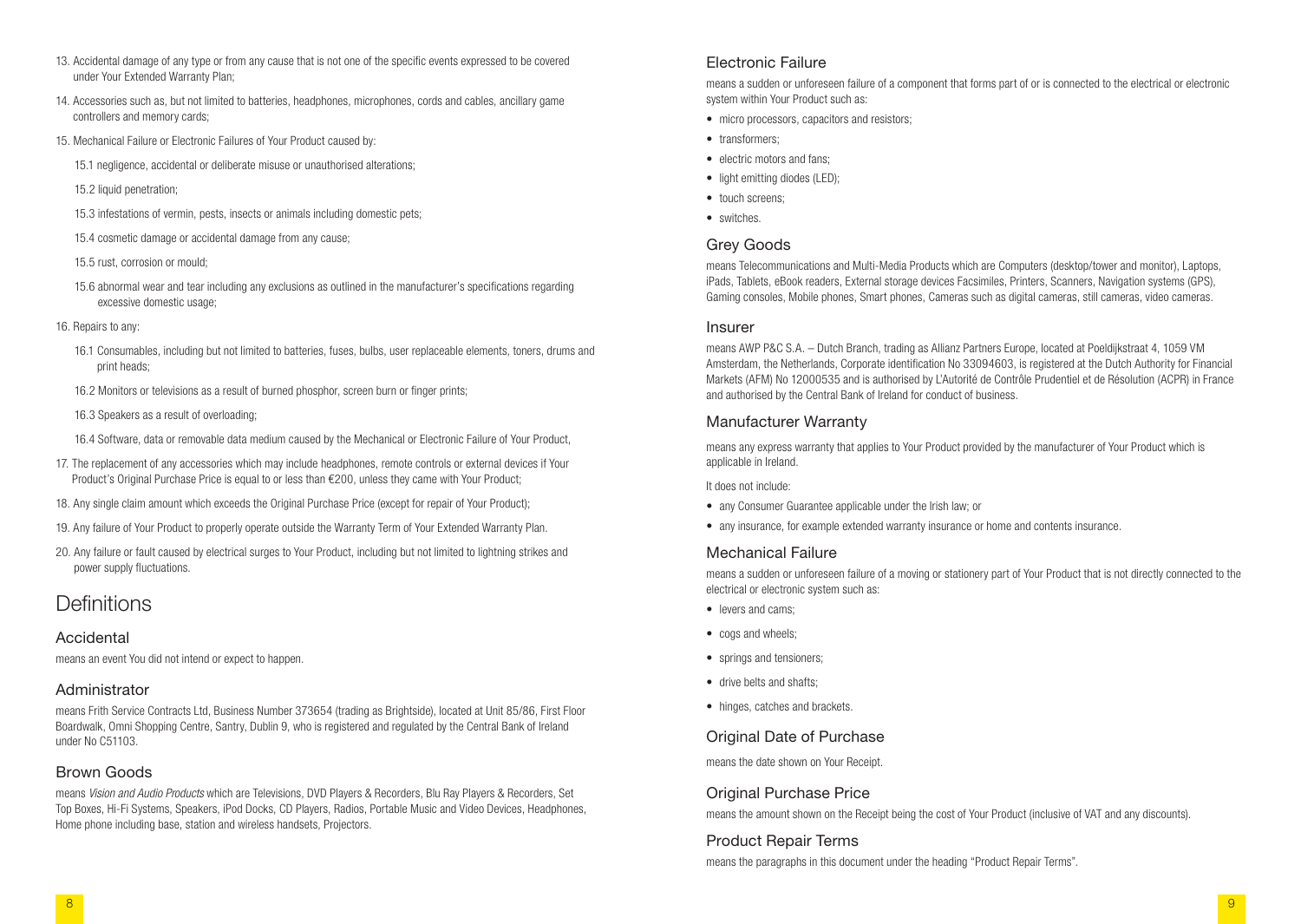13. Accidental damage of any type or from any cause that is not one of the specific events expressed to be covered under Your Extended Warranty Plan;
14. Accessories such as, but not limited to batteries, headphones, microphones, cords and cables, ancillary game controllers and memory cards;
15. Mechanical Failure or Electronic Failures of Your Product caused by:

    15.1 negligence, accidental or deliberate misuse or unauthorised alterations;

    15.2 liquid penetration;

    15.3 infestations of vermin, pests, insects or animals including domestic pets;

    15.4 cosmetic damage or accidental damage from any cause;

    15.5 rust, corrosion or mould;

    15.6 abnormal wear and tear including any exclusions as outlined in the manufacturer's specifications regarding excessive domestic usage;
16. Repairs to any:

    16.1 Consumables, including but not limited to batteries, fuses, bulbs, user replaceable elements, toners, drums and print heads;

    16.2 Monitors or televisions as a result of burned phosphor, screen burn or finger prints;

    16.3 Speakers as a result of overloading;

    16.4 Software, data or removable data medium caused by the Mechanical or Electronic Failure of Your Product,
17. The replacement of any accessories which may include headphones, remote controls or external devices if Your Product's Original Purchase Price is equal to or less than €200, unless they came with Your Product;
18. Any single claim amount which exceeds the Original Purchase Price (except for repair of Your Product);
19. Any failure of Your Product to properly operate outside the Warranty Term of Your Extended Warranty Plan.
20. Any failure or fault caused by electrical surges to Your Product, including but not limited to lightning strikes and power supply fluctuations.

# Definitions

## Accidental

means an event You did not intend or expect to happen.

## Administrator

means Frith Service Contracts Ltd, Business Number 373654 (trading as Brightside), located at Unit 85/86, First Floor Boardwalk, Omni Shopping Centre, Santry, Dublin 9, who is registered and regulated by the Central Bank of Ireland under No C51103.

## Brown Goods

means *Vision and Audio Products* which are Televisions, DVD Players & Recorders, Blu Ray Players & Recorders, Set Top Boxes, Hi-Fi Systems, Speakers, iPod Docks, CD Players, Radios, Portable Music and Video Devices, Headphones, Home phone including base, station and wireless handsets, Projectors.

## Electronic Failure

means a sudden or unforeseen failure of a component that forms part of or is connected to the electrical or electronic system within Your Product such as:

- micro processors, capacitors and resistors;
- transformers;
- electric motors and fans;
- light emitting diodes (LED);
- touch screens;
- switches.

## Grey Goods

means Telecommunications and Multi-Media Products which are Computers (desktop/tower and monitor), Laptops, iPads, Tablets, eBook readers, External storage devices Facsimiles, Printers, Scanners, Navigation systems (GPS), Gaming consoles, Mobile phones, Smart phones, Cameras such as digital cameras, still cameras, video cameras.

## Insurer

means AWP P&C S.A. – Dutch Branch, trading as Allianz Partners Europe, located at Poeldijkstraat 4, 1059 VM Amsterdam, the Netherlands, Corporate identification No 33094603, is registered at the Dutch Authority for Financial Markets (AFM) No 12000535 and is authorised by L'Autorité de Contrôle Prudentiel et de Résolution (ACPR) in France and authorised by the Central Bank of Ireland for conduct of business.

## Manufacturer Warranty

means any express warranty that applies to Your Product provided by the manufacturer of Your Product which is applicable in Ireland.

It does not include:

- any Consumer Guarantee applicable under the Irish law; or
- any insurance, for example extended warranty insurance or home and contents insurance.

## Mechanical Failure

means a sudden or unforeseen failure of a moving or stationery part of Your Product that is not directly connected to the electrical or electronic system such as:

- levers and cams;
- cogs and wheels;
- springs and tensioners;
- drive belts and shafts;
- hinges, catches and brackets.

## Original Date of Purchase

means the date shown on Your Receipt.

## Original Purchase Price

means the amount shown on the Receipt being the cost of Your Product (inclusive of VAT and any discounts).

## Product Repair Terms

means the paragraphs in this document under the heading "Product Repair Terms".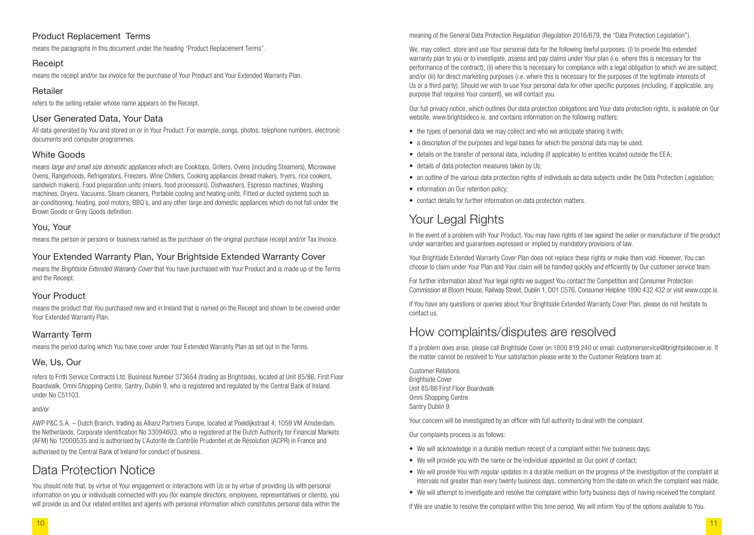### Product Replacement Terms

means the paragraphs in this document under the heading "Product Replacement Terms".

### Receipt

means the receipt and/or tax invoice for the purchase of Your Product and Your Extended Warranty Plan.

### Retailer

refers to the selling retailer whose name appears on the Receipt.

### User Generated Data, Your Data

All data generated by You and stored on or in Your Product. For example, songs, photos, telephone numbers, electronic documents and computer programmes.

### White Goods

means *large and small size domestic appliances* which are Cooktops, Grillers, Ovens (including Steamers), Microwave Ovens, Rangehoods, Refrigerators, Freezers, Wine Chillers, Cooking appliances (bread makers, fryers, rice cookers, sandwich makers), Food preparation units (mixers, food processors), Dishwashers, Espresso machines, Washing machines, Dryers, Vacuums, Steam cleaners, Portable cooling and heating units, Fitted or ducted systems such as air-conditioning, heating, pool motors, BBQ's, and any other large and domestic appliances which do not fall under the Brown Goods or Grey Goods definition.

### You, Your

means the person or persons or business named as the purchaser on the original purchase receipt and/or Tax Invoice.

### Your Extended Warranty Plan, Your Brightside Extended Warranty Cover

means the *Brightside Extended Warranty Cover* that You have purchased with Your Product and is made up of the Terms and the Receipt.

### Your Product

means the product that You purchased new and in Ireland that is named on the Receipt and shown to be covered under Your Extended Warranty Plan.

### Warranty Term

means the period during which You have cover under Your Extended Warranty Plan as set out in the Terms.

### We, Us, Our

refers to Frith Service Contracts Ltd, Business Number 373654 (trading as Brightside), located at Unit 85/86, First Floor Boardwalk, Omni Shopping Centre, Santry, Dublin 9, who is registered and regulated by the Central Bank of Ireland under No C51103.

and/or

AWP P&C S.A. – Dutch Branch, trading as Allianz Partners Europe, located at Poeldijkstraat 4, 1059 VM Amsterdam, the Netherlands, Corporate identification No 33094603, who is registered at the Dutch Authority for Financial Markets (AFM) No 12000535 and is authorised by L'Autorité de Contrôle Prudentiel et de Résolution (ACPR) in France and authorised by the Central Bank of Ireland for conduct of business.

## Data Protection Notice

You should note that, by virtue of Your engagement or interactions with Us or by virtue of providing Us with personal information on you or individuals connected with you (for example directors, employees, representatives or clients), you will provide us and Our related entities and agents with personal information which constitutes personal data within the meaning of the General Data Protection Regulation (Regulation 2016/679, the "Data Protection Legislation").

We, may collect, store and use Your personal data for the following lawful purposes: (i) to provide this extended warranty plan to you or to investigate, assess and pay claims under Your plan (i.e. where this is necessary for the performance of the contract); (ii) where this is necessary for compliance with a legal obligation to which we are subject; and/or (iii) for direct marketing purposes (i.e. where this is necessary for the purposes of the legitimate interests of Us or a third party). Should we wish to use Your personal data for other specific purposes (including, if applicable, any purpose that requires Your consent), we will contact you.

Our full privacy notice, which outlines Our data protection obligations and Your data protection rights, is available on Our website, www.brightsideco.ie, and contains information on the following matters:

- the types of personal data we may collect and who we anticipate sharing it with;
- a description of the purposes and legal bases for which the personal data may be used;
- details on the transfer of personal data, including (if applicable) to entities located outside the EEA;
- details of data protection measures taken by Us;
- an outline of the various data protection rights of individuals as data subjects under the Data Protection Legislation;
- information on Our retention policy;
- contact details for further information on data protection matters.

## Your Legal Rights

In the event of a problem with Your Product, You may have rights of law against the seller or manufacturer of the product under warranties and guarantees expressed or implied by mandatory provisions of law.

Your Brightside Extended Warranty Cover Plan does not replace these rights or make them void. However, You can choose to claim under Your Plan and Your claim will be handled quickly and efficiently by Our customer service team.

For further information about Your legal rights we suggest You contact the Competition and Consumer Protection Commission at Bloom House, Railway Street, Dublin 1, D01 C576, Consumer Helpline 1890 432 432 or visit www.ccpc.ie.

If You have any questions or queries about Your Brightside Extended Warranty Cover Plan, please do not hesitate to contact us.

## How complaints/disputes are resolved

If a problem does arise, please call Brightside Cover on 1800 819 240 or email: customerservice@brightsidecover.ie. If the matter cannot be resolved to Your satisfaction please write to the Customer Relations team at:

Customer Relations
Brightside Cover
Unit 85/86 First Floor Boardwalk
Omni Shopping Centre
Santry Dublin 9

Your concern will be investigated by an officer with full authority to deal with the complaint.

Our complaints process is as follows:

- We will acknowledge in a durable medium receipt of a complaint within five business days;
- We will provide you with the name or the individual appointed as Our point of contact;
- We will provide You with regular updates in a durable medium on the progress of the investigation of the complaint at intervals not greater than every twenty business days, commencing from the date on which the complaint was made;
- We will attempt to investigate and resolve the complaint within forty business days of having received the complaint.

If We are unable to resolve the complaint within this time period, We will inform You of the options available to You.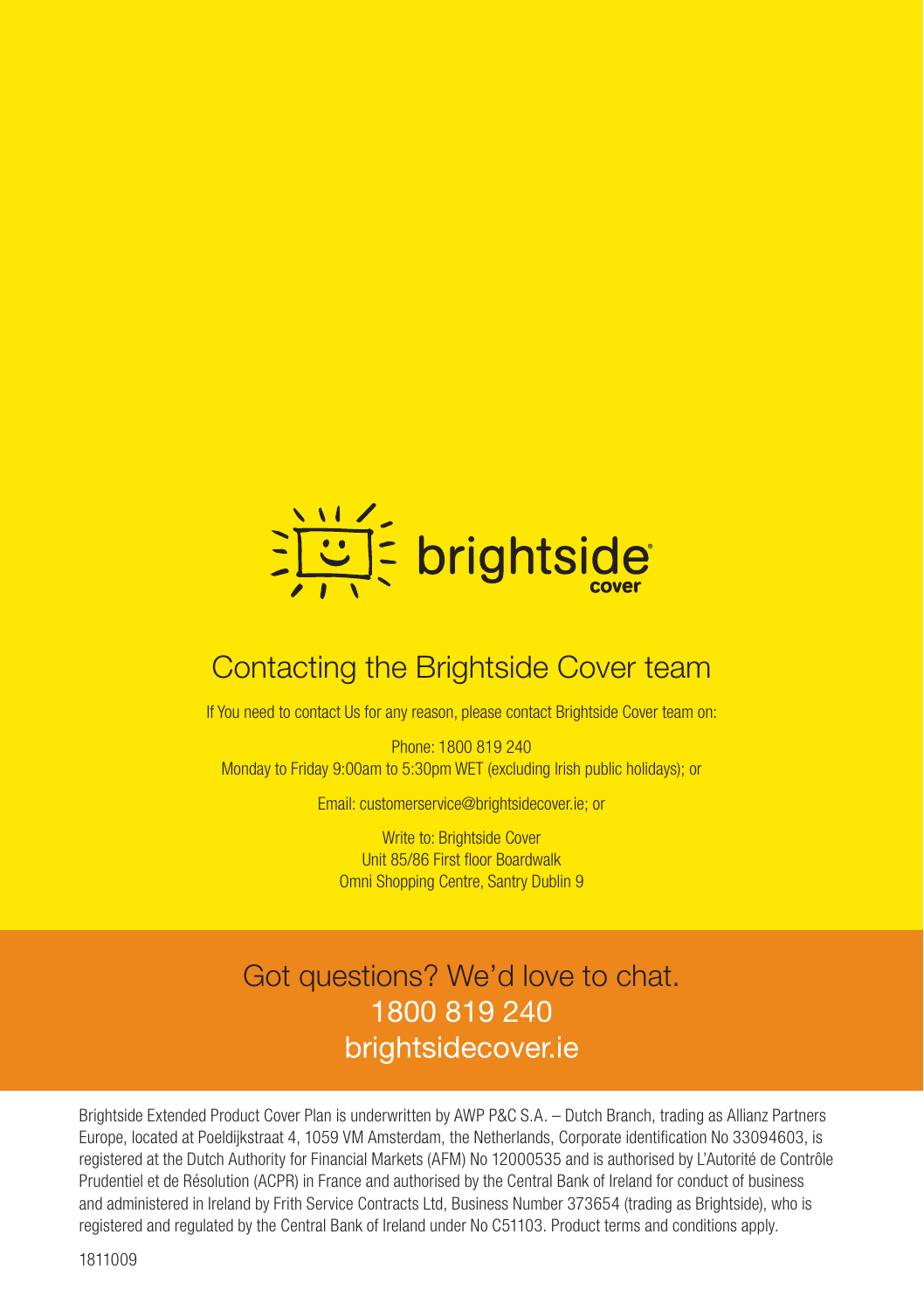brightside cover

## Contacting the Brightside Cover team

If You need to contact Us for any reason, please contact Brightside Cover team on:

Phone: 1800 819 240
Monday to Friday 9:00am to 5:30pm WET (excluding Irish public holidays); or

Email: customerservice@brightsidecover.ie; or

Write to: Brightside Cover
Unit 85/86 First floor Boardwalk
Omni Shopping Centre, Santry Dublin 9

## Got questions? We'd love to chat.

1800 819 240
brightsidecover.ie

Brightside Extended Product Cover Plan is underwritten by AWP P&C S.A. – Dutch Branch, trading as Allianz Partners Europe, located at Poeldijkstraat 4, 1059 VM Amsterdam, the Netherlands, Corporate identification No 33094603, is registered at the Dutch Authority for Financial Markets (AFM) No 12000535 and is authorised by L'Autorité de Contrôle Prudentiel et de Résolution (ACPR) in France and authorised by the Central Bank of Ireland for conduct of business and administered in Ireland by Frith Service Contracts Ltd, Business Number 373654 (trading as Brightside), who is registered and regulated by the Central Bank of Ireland under No C51103. Product terms and conditions apply.

1811009